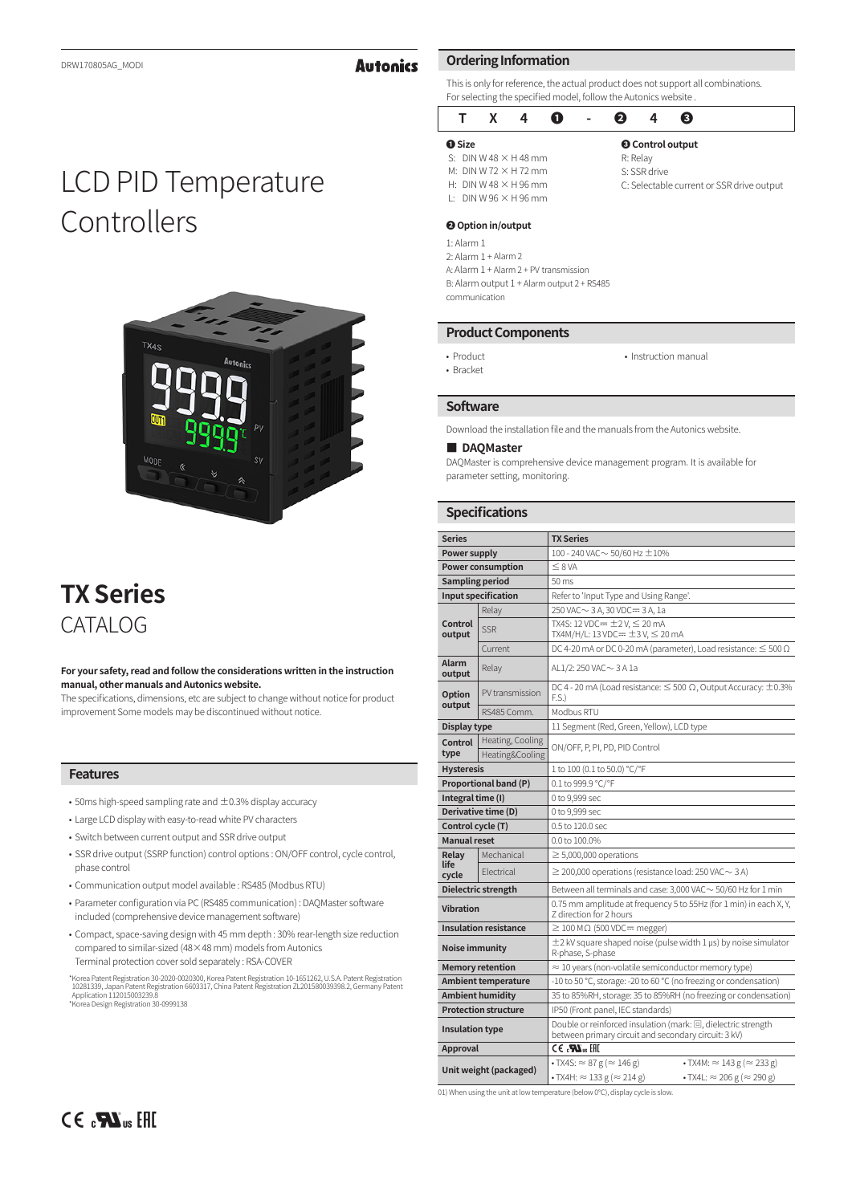DRW170805AG_MODI

Autonics

# LCD PID Temperature Controllers

# TX Series
CATALOG

**For your safety, read and follow the considerations written in the instruction manual, other manuals and Autonics website.**
The specifications, dimensions, etc are subject to change without notice for product improvement Some models may be discontinued without notice.

## Features

- 50ms high-speed sampling rate and ±0.3% display accuracy
- Large LCD display with easy-to-read white PV characters
- Switch between current output and SSR drive output
- SSR drive output (SSRP function) control options : ON/OFF control, cycle control, phase control
- Communication output model available : RS485 (Modbus RTU)
- Parameter configuration via PC (RS485 communication) : DAQMaster software included (comprehensive device management software)
- Compact, space-saving design with 45 mm depth : 30% rear-length size reduction compared to similar-sized (48×48 mm) models from Autonics
  Terminal protection cover sold separately : RSA-COVER

*Korea Patent Registration 30-2020-0020300, Korea Patent Registration 10-1651262, U.S.A. Patent Registration 10281339, Japan Patent Registration 6603317, China Patent Registration ZL201580039398.2, Germany Patent Application 112015003239.8
*Korea Design Registration 30-0999138

CE cULus EAC

## Ordering Information

This is only for reference, the actual product does not support all combinations.
For selecting the specified model, follow the Autonics website .

| T | X | 4 | ❶ | - | ❷ | 4 | ❸ |
|---|---|---|---|---|---|---|---|

**❶ Size**
S: DIN W 48 × H 48 mm
M: DIN W 72 × H 72 mm
H: DIN W 48 × H 96 mm
L: DIN W 96 × H 96 mm

**❷ Option in/output**
1: Alarm 1
2: Alarm 1 + Alarm 2
A: Alarm 1 + Alarm 2 + PV transmission
B: Alarm output 1 + Alarm output 2 + RS485 communication

**❸ Control output**
R: Relay
S: SSR drive
C: Selectable current or SSR drive output

## Product Components

- Product
- Bracket
- Instruction manual

## Software

Download the installation file and the manuals from the Autonics website.

### ■ DAQMaster

DAQMaster is comprehensive device management program. It is available for parameter setting, monitoring.

## Specifications

| Series | | TX Series | |
|---|---|---|---|
| Power supply | | 100 - 240 VAC~ 50/60 Hz ±10% | |
| Power consumption | | ≤ 8 VA | |
| Sampling period | | 50 ms | |
| Input specification | | Refer to 'Input Type and Using Range'. | |
| Control output | Relay | 250 VAC~ 3 A, 30 VDC⎓ 3 A, 1a | |
| | SSR | TX4S: 12 VDC⎓ ±2 V, ≤ 20 mA<br>TX4M/H/L: 13 VDC⎓ ±3 V, ≤ 20 mA | |
| | Current | DC 4-20 mA or DC 0-20 mA (parameter), Load resistance: ≤ 500 Ω | |
| Alarm output | Relay | AL1/2: 250 VAC~ 3 A 1a | |
| Option output | PV transmission | DC 4 - 20 mA (Load resistance: ≤ 500 Ω, Output Accuracy: ±0.3% F.S.) | |
| | RS485 Comm. | Modbus RTU | |
| Display type | | 11 Segment (Red, Green, Yellow), LCD type | |
| Control type | Heating, Cooling | ON/OFF, P, PI, PD, PID Control | |
| | Heating&Cooling | | |
| Hysteresis | | 1 to 100 (0.1 to 50.0) °C/°F | |
| Proportional band (P) | | 0.1 to 999.9 °C/°F | |
| Integral time (I) | | 0 to 9,999 sec | |
| Derivative time (D) | | 0 to 9,999 sec | |
| Control cycle (T) | | 0.5 to 120.0 sec | |
| Manual reset | | 0.0 to 100.0% | |
| Relay life cycle | Mechanical | ≥ 5,000,000 operations | |
| | Electrical | ≥ 200,000 operations (resistance load: 250 VAC~ 3 A) | |
| Dielectric strength | | Between all terminals and case: 3,000 VAC~ 50/60 Hz for 1 min | |
| Vibration | | 0.75 mm amplitude at frequency 5 to 55Hz (for 1 min) in each X, Y, Z direction for 2 hours | |
| Insulation resistance | | ≥ 100 MΩ (500 VDC⎓ megger) | |
| Noise immunity | | ±2 kV square shaped noise (pulse width 1 µs) by noise simulator R-phase, S-phase | |
| Memory retention | | ≈ 10 years (non-volatile semiconductor memory type) | |
| Ambient temperature | | -10 to 50 °C, storage: -20 to 60 °C (no freezing or condensation) | |
| Ambient humidity | | 35 to 85%RH, storage: 35 to 85%RH (no freezing or condensation) | |
| Protection structure | | IP50 (Front panel, IEC standards) | |
| Insulation type | | Double or reinforced insulation (mark: ⧈, dielectric strength between primary circuit and secondary circuit: 3 kV) | |
| Approval | | CE cULus EAC | |
| Unit weight (packaged) | | • TX4S: ≈ 87 g (≈ 146 g) | • TX4M: ≈ 143 g (≈ 233 g) |
| | | • TX4H: ≈ 133 g (≈ 214 g) | • TX4L: ≈ 206 g (≈ 290 g) |

01) When using the unit at low temperature (below 0°C), display cycle is slow.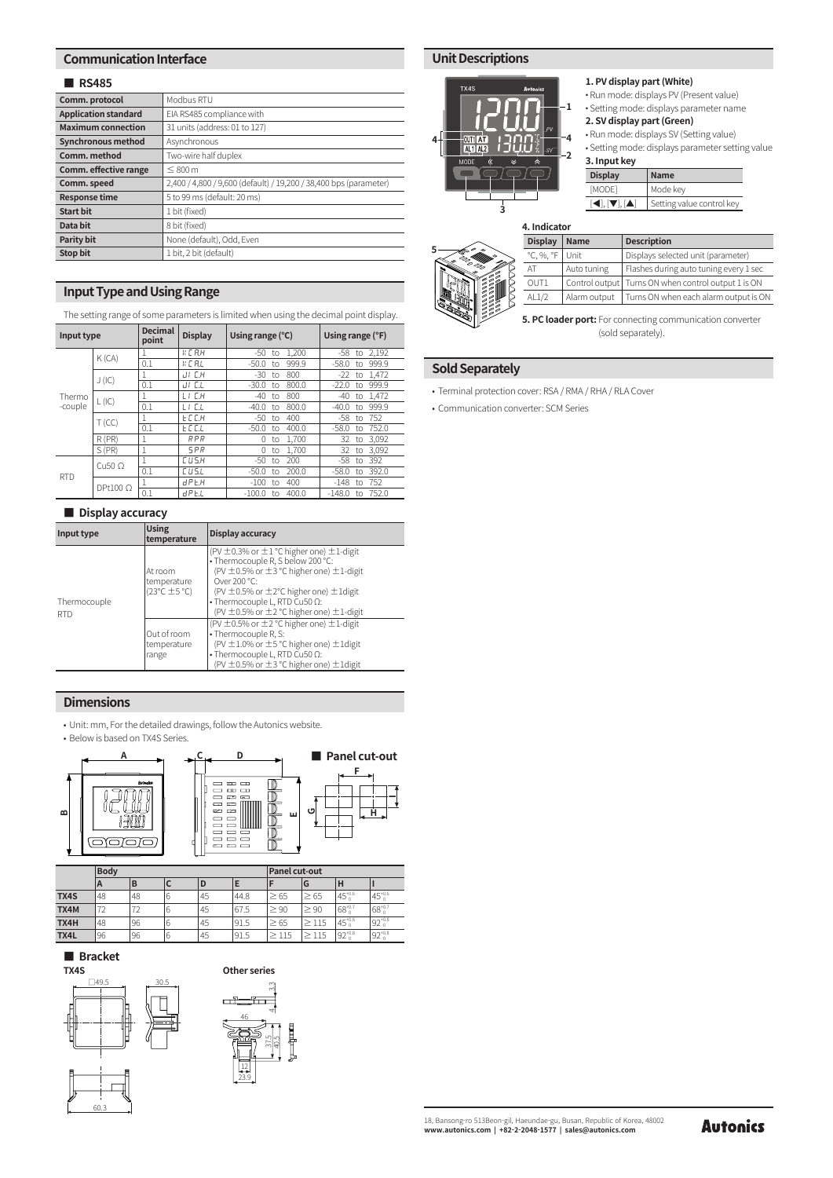## Communication Interface

### ■ RS485

| | |
|---|---|
| Comm. protocol | Modbus RTU |
| Application standard | EIA RS485 compliance with |
| Maximum connection | 31 units (address: 01 to 127) |
| Synchronous method | Asynchronous |
| Comm. method | Two-wire half duplex |
| Comm. effective range | ≤ 800 m |
| Comm. speed | 2,400 / 4,800 / 9,600 (default) / 19,200 / 38,400 bps (parameter) |
| Response time | 5 to 99 ms (default: 20 ms) |
| Start bit | 1 bit (fixed) |
| Data bit | 8 bit (fixed) |
| Parity bit | None (default), Odd, Even |
| Stop bit | 1 bit, 2 bit (default) |

## Input Type and Using Range

The setting range of some parameters is limited when using the decimal point display.

| Input type | | Decimal point | Display | Using range (°C) | Using range (°F) |
|---|---|---|---|---|---|
| Thermo -couple | K (CA) | 1 | KCAH | -50 to 1,200 | -58 to 2,192 |
| | | 0.1 | KCAL | -50.0 to 999.9 | -58.0 to 999.9 |
| | J (IC) | 1 | JICH | -30 to 800 | -22 to 1,472 |
| | | 0.1 | JICL | -30.0 to 800.0 | -22.0 to 999.9 |
| | L (IC) | 1 | LICH | -40 to 800 | -40 to 1,472 |
| | | 0.1 | LICL | -40.0 to 800.0 | -40.0 to 999.9 |
| | T (CC) | 1 | TCCH | -50 to 400 | -58 to 752 |
| | | 0.1 | TCCL | -50.0 to 400.0 | -58.0 to 752.0 |
| | R (PR) | 1 | RPR | 0 to 1,700 | 32 to 3,092 |
| | S (PR) | 1 | SPR | 0 to 1,700 | 32 to 3,092 |
| RTD | Cu50 Ω | 1 | CUSH | -50 to 200 | -58 to 392 |
| | | 0.1 | CUSL | -50.0 to 200.0 | -58.0 to 392.0 |
| | DPt100 Ω | 1 | DPTH | -100 to 400 | -148 to 752 |
| | | 0.1 | DPTL | -100.0 to 400.0 | -148.0 to 752.0 |

### ■ Display accuracy

| Input type | Using temperature | Display accuracy |
|---|---|---|
| Thermocouple RTD | At room temperature (23°C ±5 °C) | (PV ±0.3% or ±1 °C higher one) ±1-digit • Thermocouple R, S below 200 °C: (PV ±0.5% or ±3 °C higher one) ±1-digit Over 200 °C: (PV ±0.5% or ±2 °C higher one) ±1digit • Thermocouple L, RTD Cu50 Ω: (PV ±0.5% or ±2 °C higher one) ±1-digit |
| | Out of room temperature range | (PV ±0.5% or ±2 °C higher one) ±1-digit • Thermocouple R, S: (PV ±1.0% or ±5 °C higher one) ±1digit • Thermocouple L, RTD Cu50 Ω: (PV ±0.5% or ±3 °C higher one) ±1digit |

## Dimensions

- Unit: mm, For the detailed drawings, follow the Autonics website.
- Below is based on TX4S Series.

A
B
C
D
E
■ Panel cut-out
F
G
H
I

| | Body | | | | | Panel cut-out | | | |
|---|---|---|---|---|---|---|---|---|---|
| | A | B | C | D | E | F | G | H | I |
| TX4S | 48 | 48 | 6 | 45 | 44.8 | ≥ 65 | ≥ 65 | $45^{+0.6}_{0}$ | $45^{+0.6}_{0}$ |
| TX4M | 72 | 72 | 6 | 45 | 67.5 | ≥ 90 | ≥ 90 | $68^{+0.7}_{0}$ | $68^{+0.7}_{0}$ |
| TX4H | 48 | 96 | 6 | 45 | 91.5 | ≥ 65 | ≥ 115 | $45^{+0.6}_{0}$ | $92^{+0.8}_{0}$ |
| TX4L | 96 | 96 | 6 | 45 | 91.5 | ≥ 115 | ≥ 115 | $92^{+0.8}_{0}$ | $92^{+0.8}_{0}$ |

### ■ Bracket

**TX4S**

□49.5
30.5
60.3

**Other series**

3.3
4
46
37.5
40.5
12
23.9

## Unit Descriptions

1
4
4
2
3
MODE

**1. PV display part (White)**
- Run mode: displays PV (Present value)
- Setting mode: displays parameter name

**2. SV display part (Green)**
- Run mode: displays SV (Setting value)
- Setting mode: displays parameter setting value

**3. Input key**

| Display | Name |
|---|---|
| [MODE] | Mode key |
| [◀], [▼], [▲] | Setting value control key |

**4. Indicator**

| Display | Name | Description |
|---|---|---|
| °C, %, °F | Unit | Displays selected unit (parameter) |
| AT | Auto tuning | Flashes during auto tuning every 1 sec |
| OUT1 | Control output | Turns ON when control output 1 is ON |
| AL1/2 | Alarm output | Turns ON when each alarm output is ON |

5

**5. PC loader port:** For connecting communication converter (sold separately).

## Sold Separately

- Terminal protection cover: RSA / RMA / RHA / RLA Cover
- Communication converter: SCM Series

18, Bansong-ro 513Beon-gil, Haeundae-gu, Busan, Republic of Korea, 48002
**www.autonics.com | +82-2-2048-1577 | sales@autonics.com**

**Autonics**